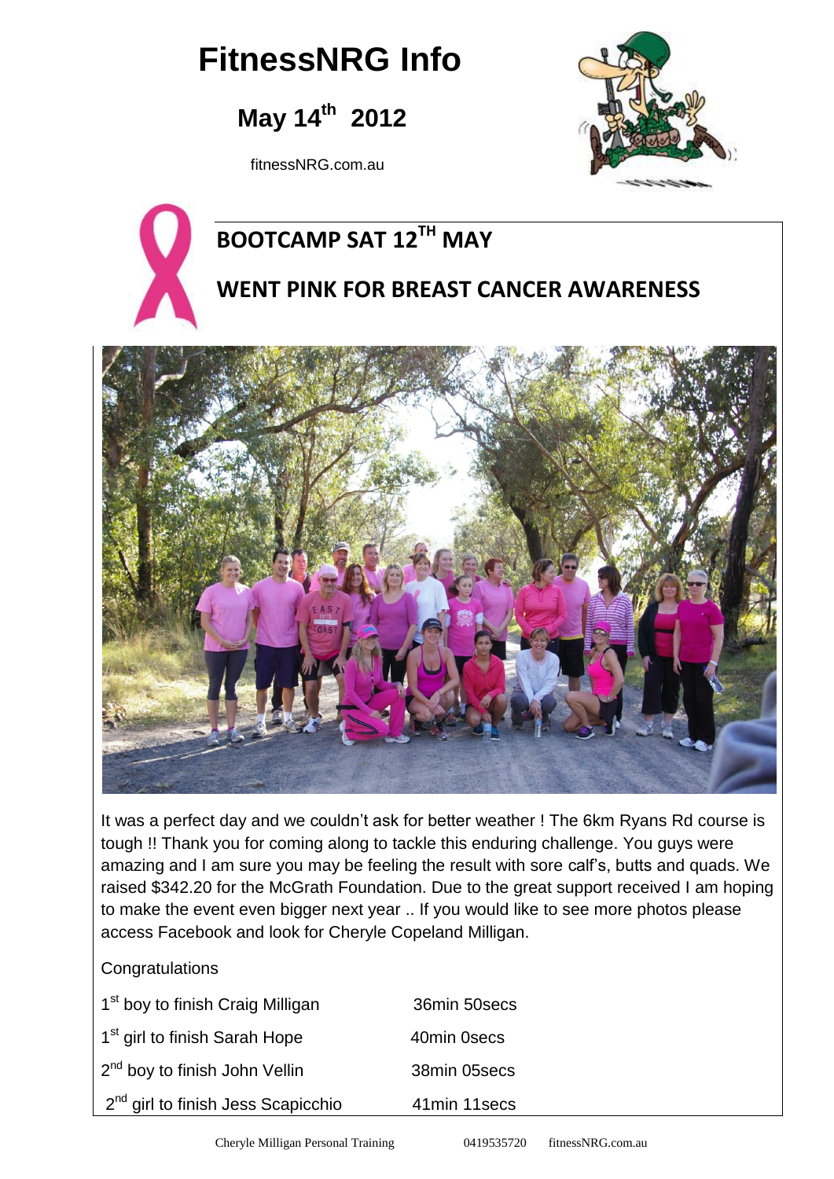# FitnessNRG Info

## May 14th 2012

fitnessNRG.com.au

## BOOTCAMP SAT 12TH MAY

## WENT PINK FOR BREAST CANCER AWARENESS

It was a perfect day and we couldn't ask for better weather ! The 6km Ryans Rd course is tough !! Thank you for coming along to tackle this enduring challenge. You guys were amazing and I am sure you may be feeling the result with sore calf's, butts and quads. We raised $342.20 for the McGrath Foundation. Due to the great support received I am hoping to make the event even bigger next year .. If you would like to see more photos please access Facebook and look for Cheryle Copeland Milligan.

Congratulations

| | |
|---|---|
| 1st boy to finish Craig Milligan | 36min 50secs |
| 1st girl to finish Sarah Hope | 40min 0secs |
| 2nd boy to finish John Vellin | 38min 05secs |
| 2nd girl to finish Jess Scapicchio | 41min 11secs |

Cheryle Milligan Personal Training 0419535720 fitnessNRG.com.au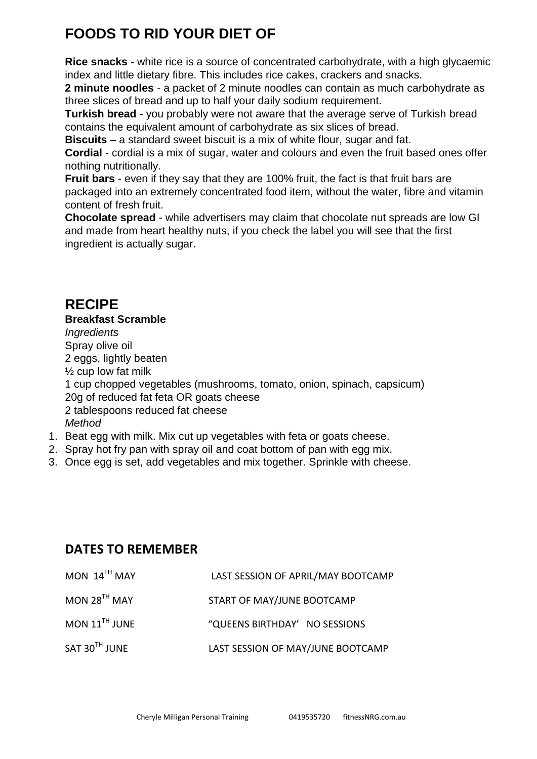# FOODS TO RID YOUR DIET OF

**Rice snacks** - white rice is a source of concentrated carbohydrate, with a high glycaemic index and little dietary fibre. This includes rice cakes, crackers and snacks.
**2 minute noodles** - a packet of 2 minute noodles can contain as much carbohydrate as three slices of bread and up to half your daily sodium requirement.
**Turkish bread** - you probably were not aware that the average serve of Turkish bread contains the equivalent amount of carbohydrate as six slices of bread.
**Biscuits** – a standard sweet biscuit is a mix of white flour, sugar and fat.
**Cordial** - cordial is a mix of sugar, water and colours and even the fruit based ones offer nothing nutritionally.
**Fruit bars** - even if they say that they are 100% fruit, the fact is that fruit bars are packaged into an extremely concentrated food item, without the water, fibre and vitamin content of fresh fruit.
**Chocolate spread** - while advertisers may claim that chocolate nut spreads are low GI and made from heart healthy nuts, if you check the label you will see that the first ingredient is actually sugar.

# RECIPE

**Breakfast Scramble**

*Ingredients*

Spray olive oil
2 eggs, lightly beaten
½ cup low fat milk
1 cup chopped vegetables (mushrooms, tomato, onion, spinach, capsicum)
20g of reduced fat feta OR goats cheese
2 tablespoons reduced fat cheese

*Method*

1. Beat egg with milk. Mix cut up vegetables with feta or goats cheese.
2. Spray hot fry pan with spray oil and coat bottom of pan with egg mix.
3. Once egg is set, add vegetables and mix together. Sprinkle with cheese.

## DATES TO REMEMBER

| | |
|---|---|
| MON 14TH MAY | LAST SESSION OF APRIL/MAY BOOTCAMP |
| MON 28TH MAY | START OF MAY/JUNE BOOTCAMP |
| MON 11TH JUNE | "QUEENS BIRTHDAY' NO SESSIONS |
| SAT 30TH JUNE | LAST SESSION OF MAY/JUNE BOOTCAMP |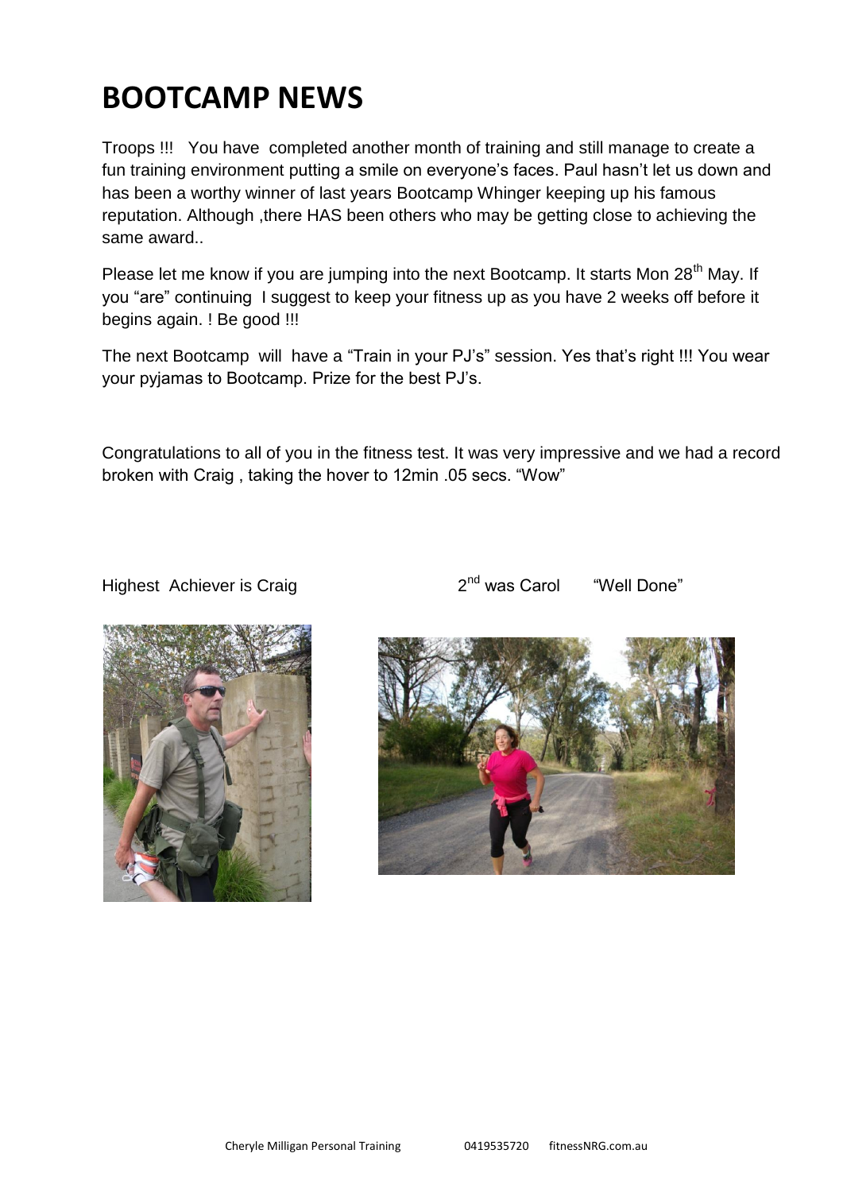# BOOTCAMP NEWS

Troops !!! You have completed another month of training and still manage to create a fun training environment putting a smile on everyone's faces. Paul hasn't let us down and has been a worthy winner of last years Bootcamp Whinger keeping up his famous reputation. Although ,there HAS been others who may be getting close to achieving the same award..

Please let me know if you are jumping into the next Bootcamp. It starts Mon 28th May. If you "are" continuing I suggest to keep your fitness up as you have 2 weeks off before it begins again. ! Be good !!!

The next Bootcamp will have a "Train in your PJ's" session. Yes that's right !!! You wear your pyjamas to Bootcamp. Prize for the best PJ's.

Congratulations to all of you in the fitness test. It was very impressive and we had a record broken with Craig , taking the hover to 12min .05 secs. "Wow"

Highest Achiever is Craig

2nd was Carol "Well Done"

Cheryle Milligan Personal Training 0419535720 fitnessNRG.com.au